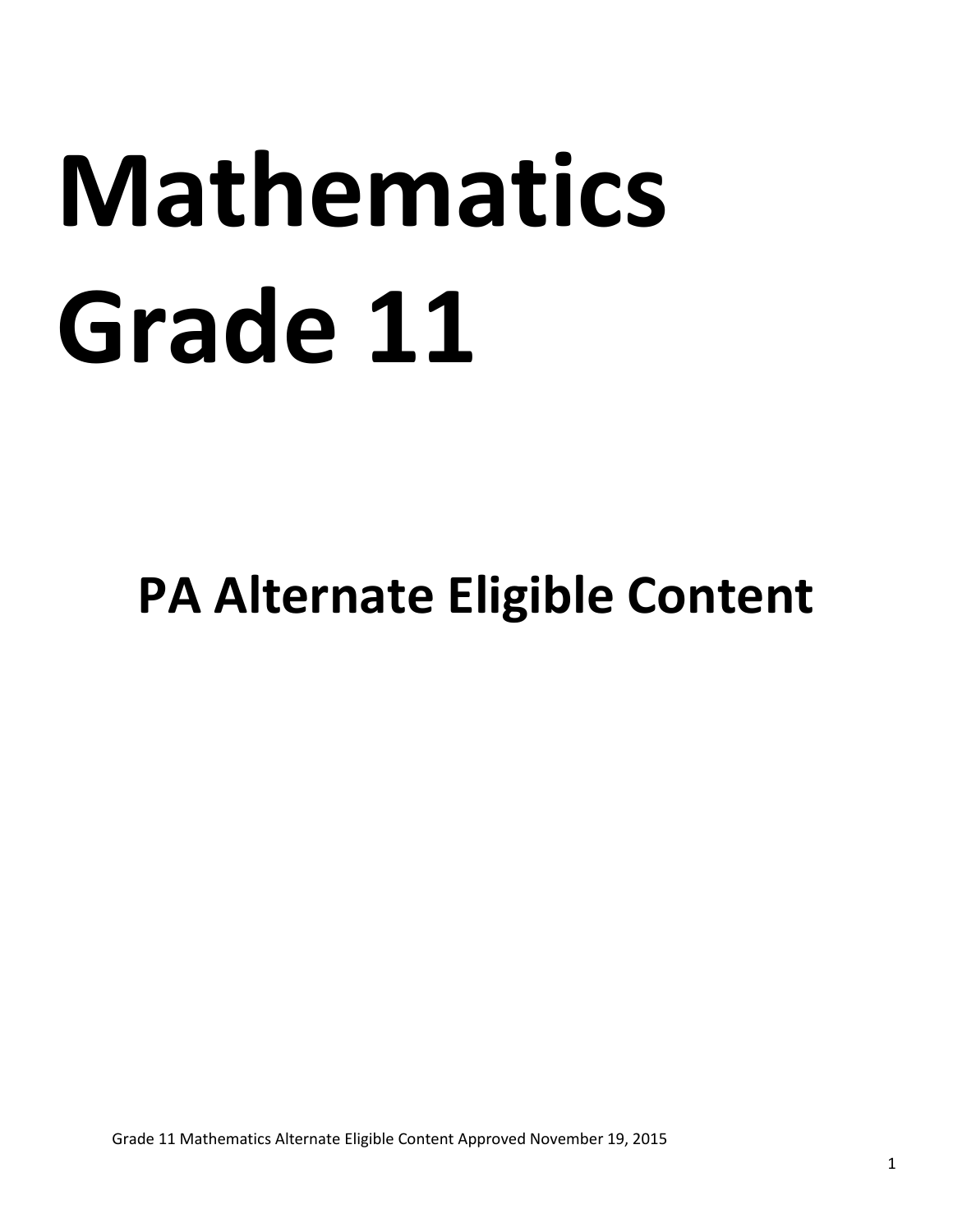# Mathematics Grade 11

## PA Alternate Eligible Content

Grade 11 Mathematics Alternate Eligible Content Approved November 19, 2015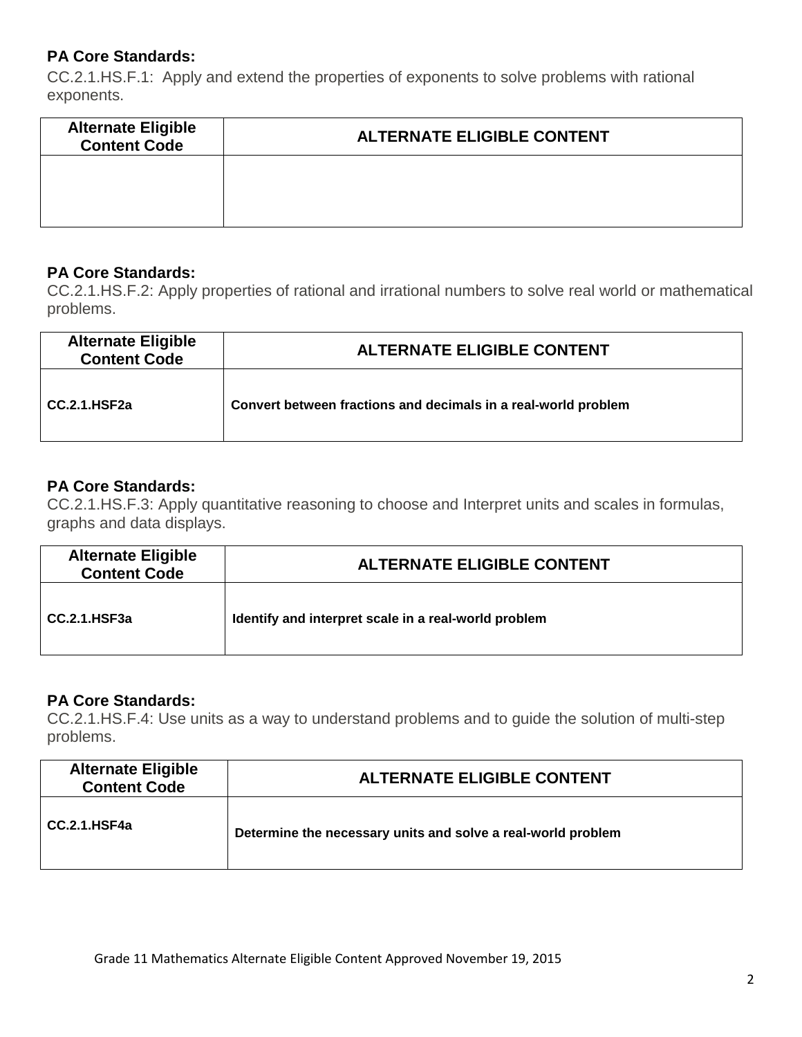**PA Core Standards:**

CC.2.1.HS.F.1: Apply and extend the properties of exponents to solve problems with rational exponents.

| Alternate Eligible Content Code | ALTERNATE ELIGIBLE CONTENT |
|---|---|
| | |

**PA Core Standards:**

CC.2.1.HS.F.2: Apply properties of rational and irrational numbers to solve real world or mathematical problems.

| Alternate Eligible Content Code | ALTERNATE ELIGIBLE CONTENT |
|---|---|
| **CC.2.1.HSF2a** | **Convert between fractions and decimals in a real-world problem** |

**PA Core Standards:**

CC.2.1.HS.F.3: Apply quantitative reasoning to choose and Interpret units and scales in formulas, graphs and data displays.

| Alternate Eligible Content Code | ALTERNATE ELIGIBLE CONTENT |
|---|---|
| **CC.2.1.HSF3a** | **Identify and interpret scale in a real-world problem** |

**PA Core Standards:**

CC.2.1.HS.F.4: Use units as a way to understand problems and to guide the solution of multi-step problems.

| Alternate Eligible Content Code | ALTERNATE ELIGIBLE CONTENT |
|---|---|
| **CC.2.1.HSF4a** | **Determine the necessary units and solve a real-world problem** |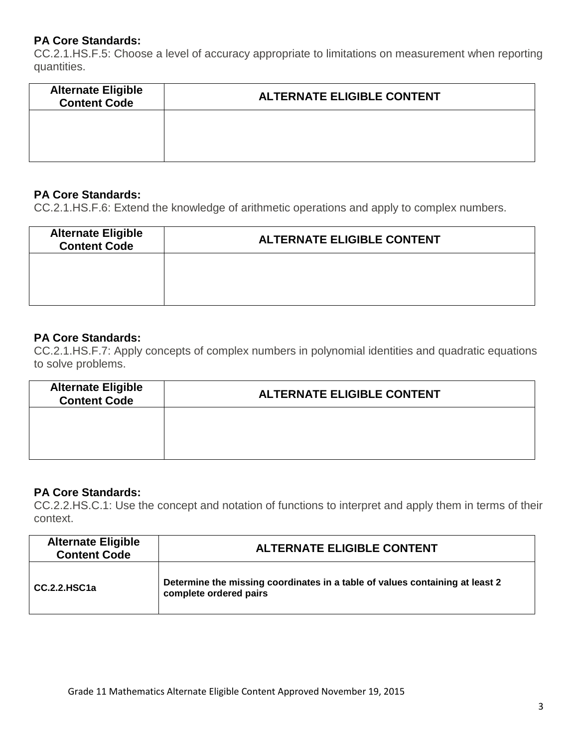**PA Core Standards:**
CC.2.1.HS.F.5: Choose a level of accuracy appropriate to limitations on measurement when reporting quantities.

| Alternate Eligible Content Code | ALTERNATE ELIGIBLE CONTENT |
|---|---|
| | |

**PA Core Standards:**
CC.2.1.HS.F.6: Extend the knowledge of arithmetic operations and apply to complex numbers.

| Alternate Eligible Content Code | ALTERNATE ELIGIBLE CONTENT |
|---|---|
| | |

**PA Core Standards:**
CC.2.1.HS.F.7: Apply concepts of complex numbers in polynomial identities and quadratic equations to solve problems.

| Alternate Eligible Content Code | ALTERNATE ELIGIBLE CONTENT |
|---|---|
| | |

**PA Core Standards:**
CC.2.2.HS.C.1: Use the concept and notation of functions to interpret and apply them in terms of their context.

| Alternate Eligible Content Code | ALTERNATE ELIGIBLE CONTENT |
|---|---|
| **CC.2.2.HSC1a** | **Determine the missing coordinates in a table of values containing at least 2 complete ordered pairs** |

Grade 11 Mathematics Alternate Eligible Content Approved November 19, 2015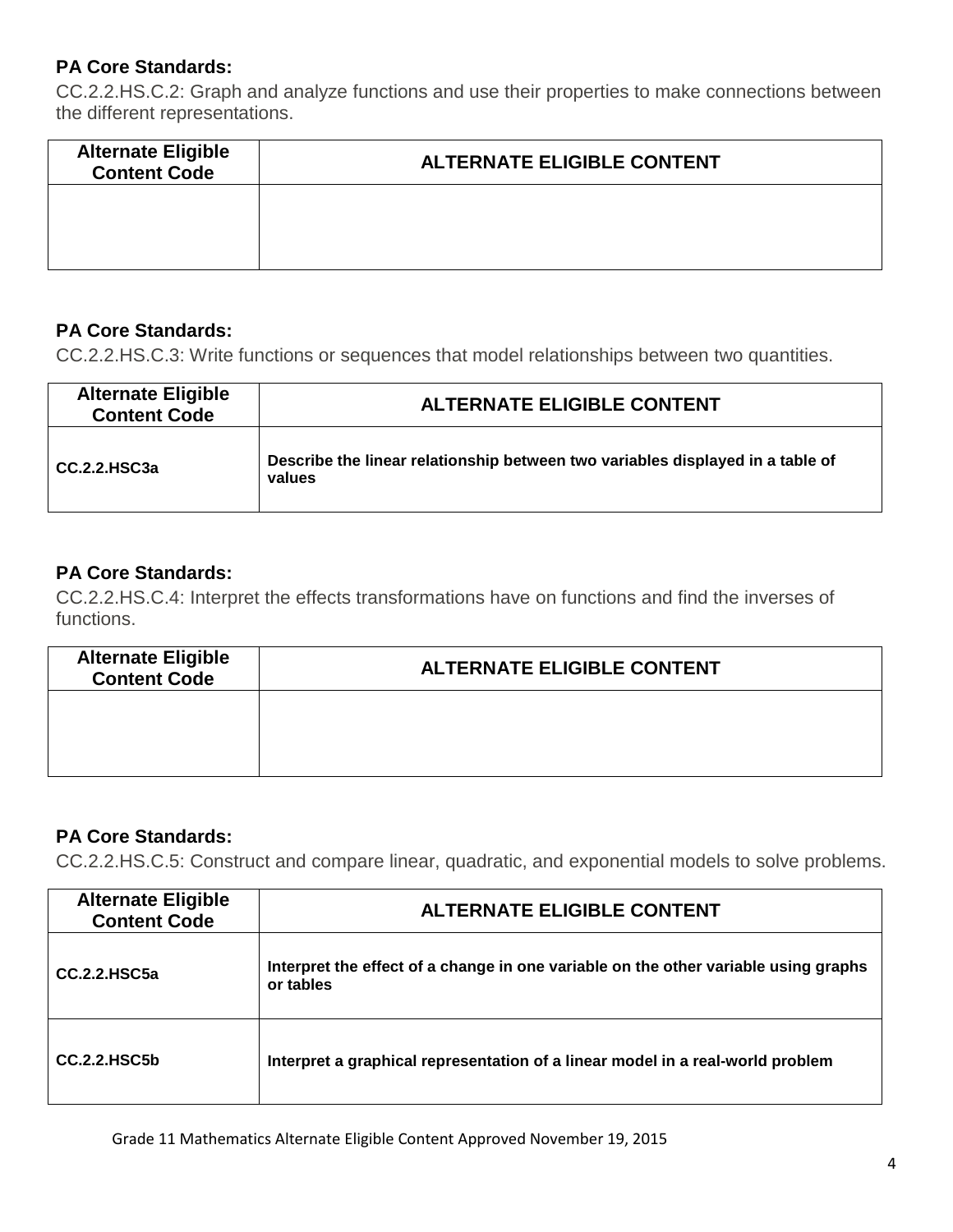**PA Core Standards:**

CC.2.2.HS.C.2: Graph and analyze functions and use their properties to make connections between the different representations.

| Alternate Eligible Content Code | ALTERNATE ELIGIBLE CONTENT |
|---|---|
| | |

**PA Core Standards:**

CC.2.2.HS.C.3: Write functions or sequences that model relationships between two quantities.

| Alternate Eligible Content Code | ALTERNATE ELIGIBLE CONTENT |
|---|---|
| **CC.2.2.HSC3a** | **Describe the linear relationship between two variables displayed in a table of values** |

**PA Core Standards:**

CC.2.2.HS.C.4: Interpret the effects transformations have on functions and find the inverses of functions.

| Alternate Eligible Content Code | ALTERNATE ELIGIBLE CONTENT |
|---|---|
| | |

**PA Core Standards:**

CC.2.2.HS.C.5: Construct and compare linear, quadratic, and exponential models to solve problems.

| Alternate Eligible Content Code | ALTERNATE ELIGIBLE CONTENT |
|---|---|
| **CC.2.2.HSC5a** | **Interpret the effect of a change in one variable on the other variable using graphs or tables** |
| **CC.2.2.HSC5b** | **Interpret a graphical representation of a linear model in a real-world problem** |

Grade 11 Mathematics Alternate Eligible Content Approved November 19, 2015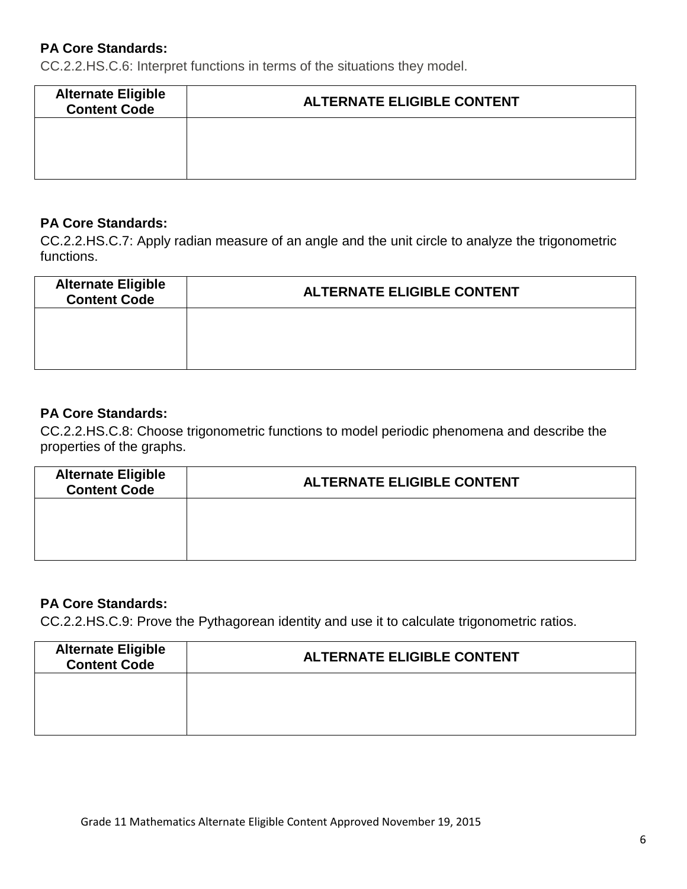**PA Core Standards:**
CC.2.2.HS.C.6: Interpret functions in terms of the situations they model.

| Alternate Eligible Content Code | ALTERNATE ELIGIBLE CONTENT |
|---|---|
| | |

**PA Core Standards:**
CC.2.2.HS.C.7: Apply radian measure of an angle and the unit circle to analyze the trigonometric functions.

| Alternate Eligible Content Code | ALTERNATE ELIGIBLE CONTENT |
|---|---|
| | |

**PA Core Standards:**
CC.2.2.HS.C.8: Choose trigonometric functions to model periodic phenomena and describe the properties of the graphs.

| Alternate Eligible Content Code | ALTERNATE ELIGIBLE CONTENT |
|---|---|
| | |

**PA Core Standards:**
CC.2.2.HS.C.9: Prove the Pythagorean identity and use it to calculate trigonometric ratios.

| Alternate Eligible Content Code | ALTERNATE ELIGIBLE CONTENT |
|---|---|
| | |

Grade 11 Mathematics Alternate Eligible Content Approved November 19, 2015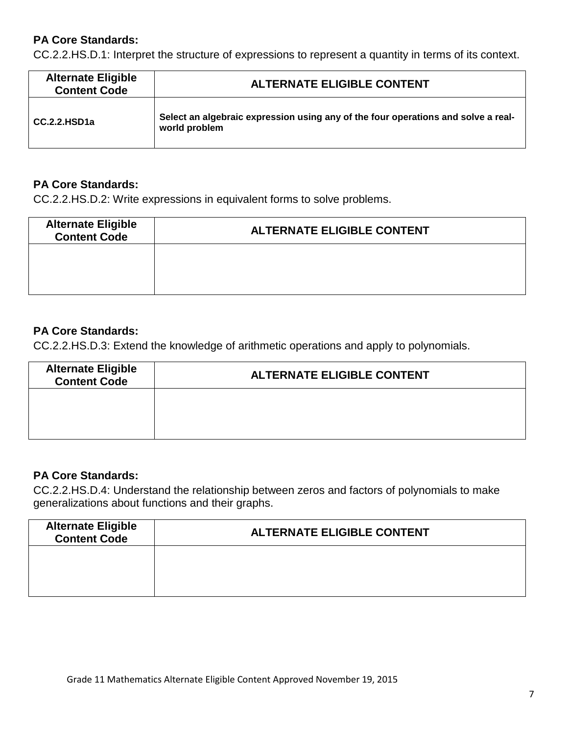**PA Core Standards:**

CC.2.2.HS.D.1: Interpret the structure of expressions to represent a quantity in terms of its context.

| Alternate Eligible Content Code | ALTERNATE ELIGIBLE CONTENT |
|---|---|
| **CC.2.2.HSD1a** | **Select an algebraic expression using any of the four operations and solve a real-world problem** |

**PA Core Standards:**

CC.2.2.HS.D.2: Write expressions in equivalent forms to solve problems.

| Alternate Eligible Content Code | ALTERNATE ELIGIBLE CONTENT |
|---|---|
| | |

**PA Core Standards:**

CC.2.2.HS.D.3: Extend the knowledge of arithmetic operations and apply to polynomials.

| Alternate Eligible Content Code | ALTERNATE ELIGIBLE CONTENT |
|---|---|
| | |

**PA Core Standards:**

CC.2.2.HS.D.4: Understand the relationship between zeros and factors of polynomials to make generalizations about functions and their graphs.

| Alternate Eligible Content Code | ALTERNATE ELIGIBLE CONTENT |
|---|---|
| | |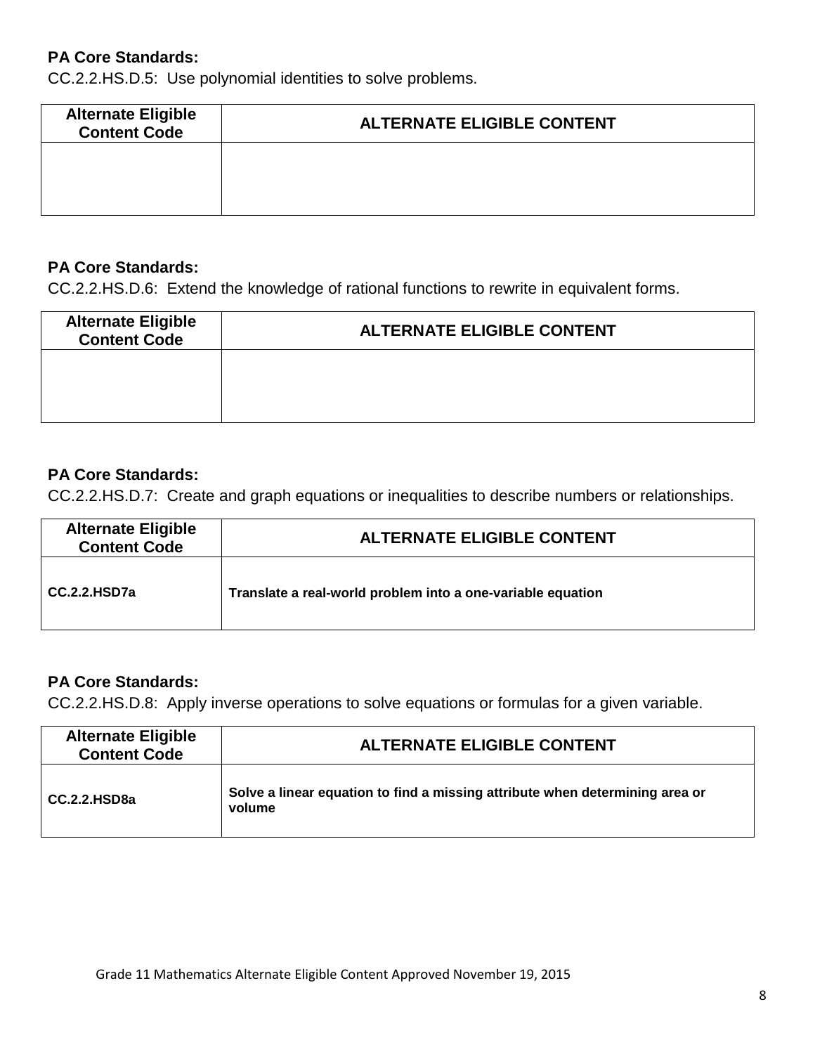**PA Core Standards:**
CC.2.2.HS.D.5: Use polynomial identities to solve problems.

| Alternate Eligible Content Code | ALTERNATE ELIGIBLE CONTENT |
| --- | --- |
| | |

**PA Core Standards:**
CC.2.2.HS.D.6: Extend the knowledge of rational functions to rewrite in equivalent forms.

| Alternate Eligible Content Code | ALTERNATE ELIGIBLE CONTENT |
| --- | --- |
| | |

**PA Core Standards:**
CC.2.2.HS.D.7: Create and graph equations or inequalities to describe numbers or relationships.

| Alternate Eligible Content Code | ALTERNATE ELIGIBLE CONTENT |
| --- | --- |
| **CC.2.2.HSD7a** | **Translate a real-world problem into a one-variable equation** |

**PA Core Standards:**
CC.2.2.HS.D.8: Apply inverse operations to solve equations or formulas for a given variable.

| Alternate Eligible Content Code | ALTERNATE ELIGIBLE CONTENT |
| --- | --- |
| **CC.2.2.HSD8a** | **Solve a linear equation to find a missing attribute when determining area or volume** |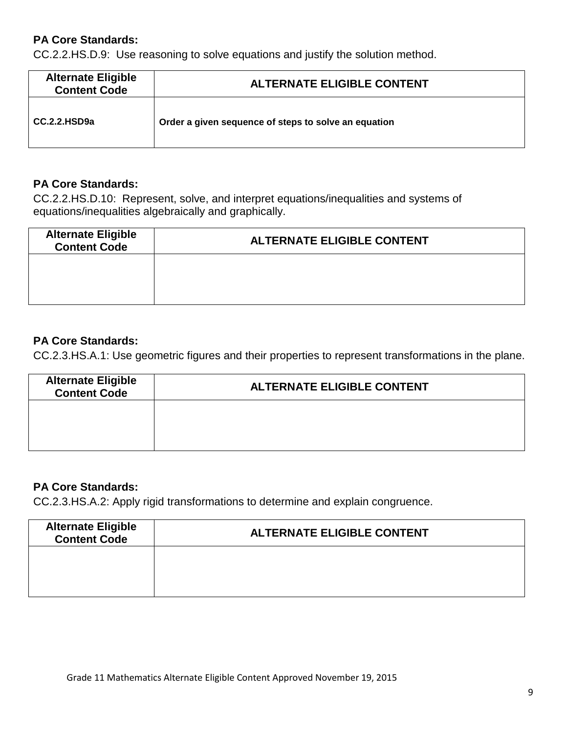**PA Core Standards:**
CC.2.2.HS.D.9: Use reasoning to solve equations and justify the solution method.

| Alternate Eligible Content Code | ALTERNATE ELIGIBLE CONTENT |
|---|---|
| **CC.2.2.HSD9a** | **Order a given sequence of steps to solve an equation** |

**PA Core Standards:**
CC.2.2.HS.D.10: Represent, solve, and interpret equations/inequalities and systems of equations/inequalities algebraically and graphically.

| Alternate Eligible Content Code | ALTERNATE ELIGIBLE CONTENT |
|---|---|
| | |

**PA Core Standards:**
CC.2.3.HS.A.1: Use geometric figures and their properties to represent transformations in the plane.

| Alternate Eligible Content Code | ALTERNATE ELIGIBLE CONTENT |
|---|---|
| | |

**PA Core Standards:**
CC.2.3.HS.A.2: Apply rigid transformations to determine and explain congruence.

| Alternate Eligible Content Code | ALTERNATE ELIGIBLE CONTENT |
|---|---|
| | |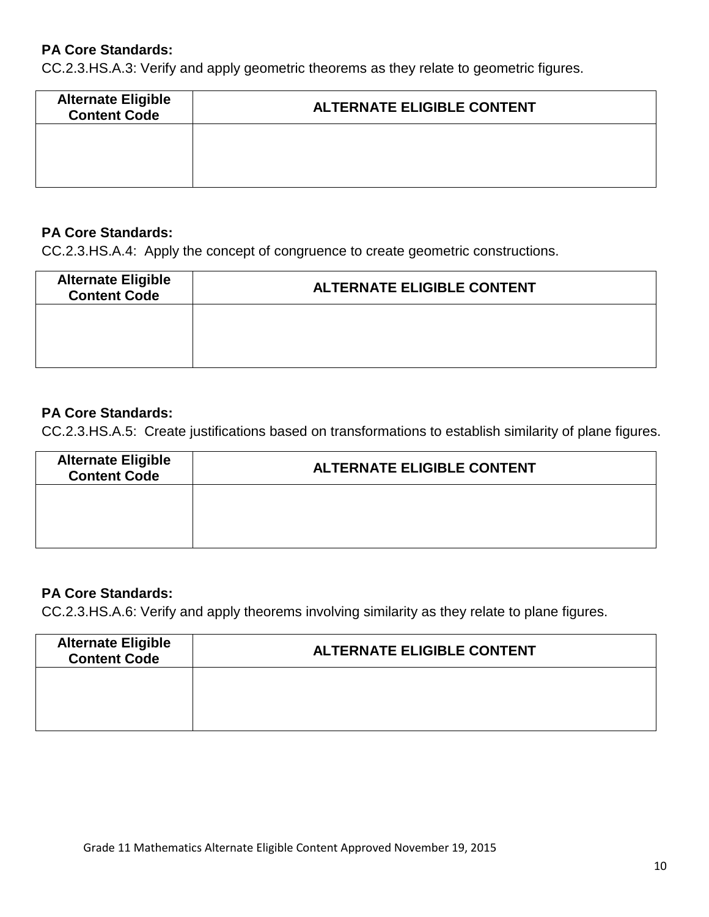**PA Core Standards:**
CC.2.3.HS.A.3: Verify and apply geometric theorems as they relate to geometric figures.

| Alternate Eligible Content Code | ALTERNATE ELIGIBLE CONTENT |
|---|---|
| | |

**PA Core Standards:**
CC.2.3.HS.A.4: Apply the concept of congruence to create geometric constructions.

| Alternate Eligible Content Code | ALTERNATE ELIGIBLE CONTENT |
|---|---|
| | |

**PA Core Standards:**
CC.2.3.HS.A.5: Create justifications based on transformations to establish similarity of plane figures.

| Alternate Eligible Content Code | ALTERNATE ELIGIBLE CONTENT |
|---|---|
| | |

**PA Core Standards:**
CC.2.3.HS.A.6: Verify and apply theorems involving similarity as they relate to plane figures.

| Alternate Eligible Content Code | ALTERNATE ELIGIBLE CONTENT |
|---|---|
| | |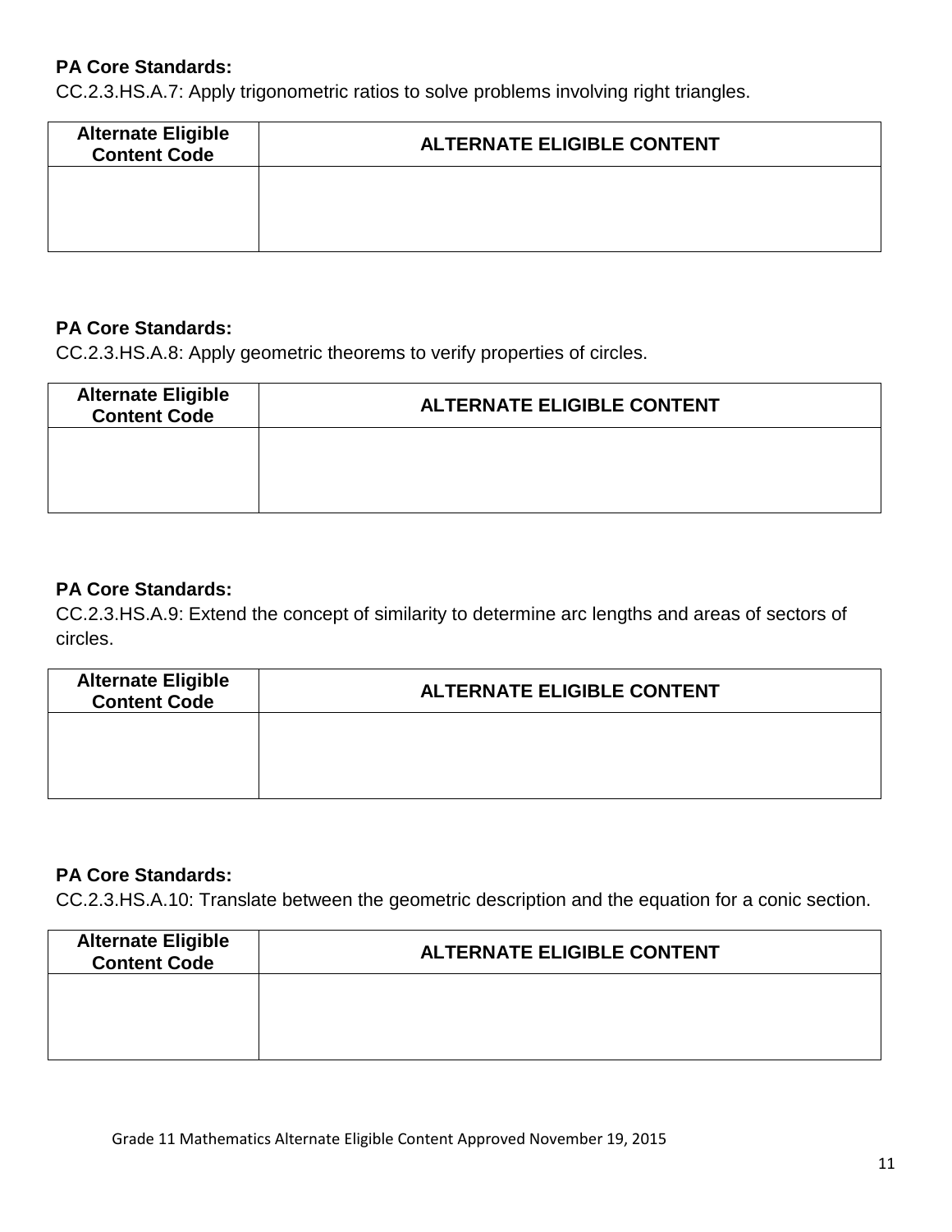**PA Core Standards:**
CC.2.3.HS.A.7: Apply trigonometric ratios to solve problems involving right triangles.

| Alternate Eligible Content Code | ALTERNATE ELIGIBLE CONTENT |
|---|---|
| | |

**PA Core Standards:**
CC.2.3.HS.A.8: Apply geometric theorems to verify properties of circles.

| Alternate Eligible Content Code | ALTERNATE ELIGIBLE CONTENT |
|---|---|
| | |

**PA Core Standards:**
CC.2.3.HS.A.9: Extend the concept of similarity to determine arc lengths and areas of sectors of circles.

| Alternate Eligible Content Code | ALTERNATE ELIGIBLE CONTENT |
|---|---|
| | |

**PA Core Standards:**
CC.2.3.HS.A.10: Translate between the geometric description and the equation for a conic section.

| Alternate Eligible Content Code | ALTERNATE ELIGIBLE CONTENT |
|---|---|
| | |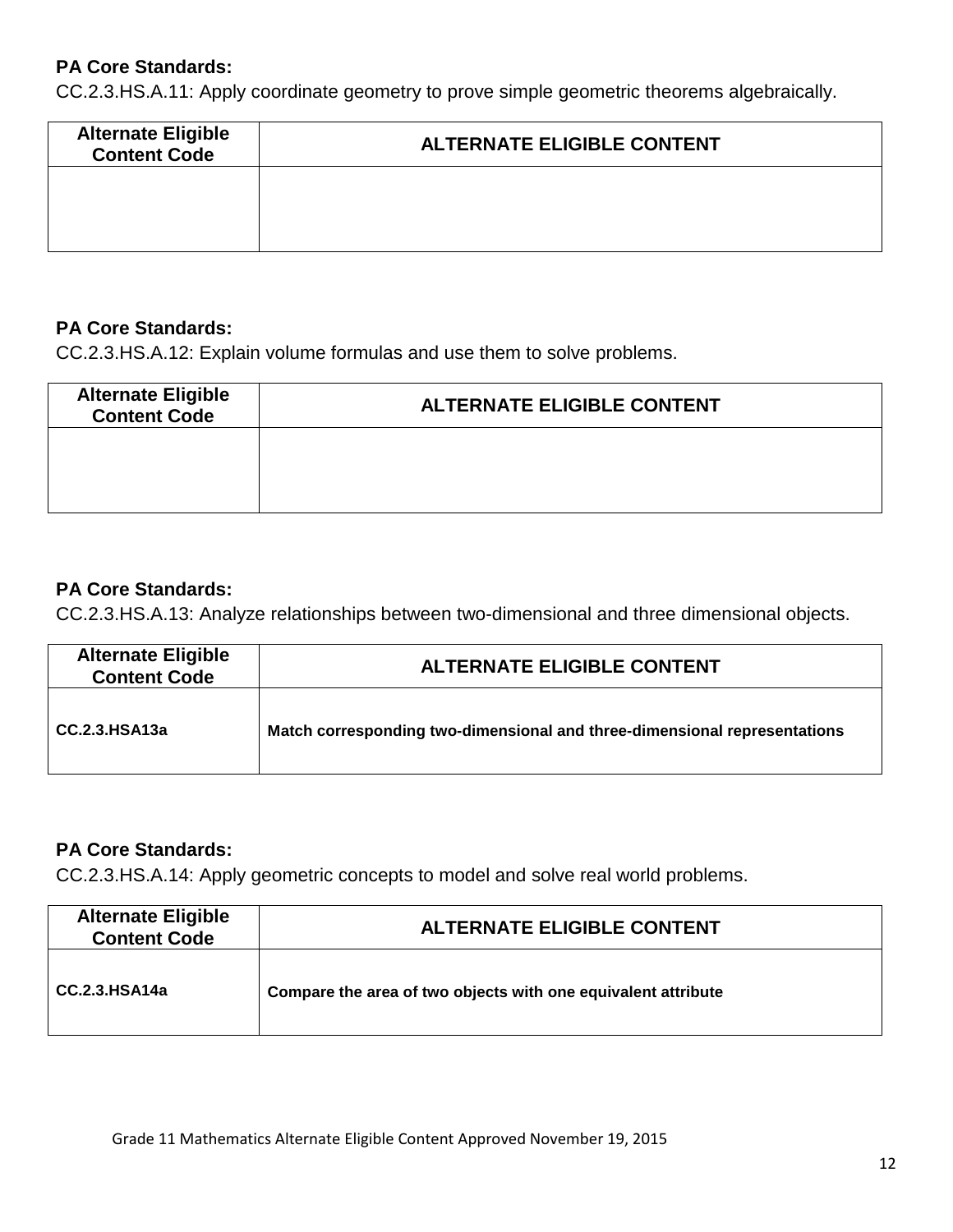**PA Core Standards:**
CC.2.3.HS.A.11: Apply coordinate geometry to prove simple geometric theorems algebraically.

| Alternate Eligible Content Code | ALTERNATE ELIGIBLE CONTENT |
|---|---|
| | |

**PA Core Standards:**
CC.2.3.HS.A.12: Explain volume formulas and use them to solve problems.

| Alternate Eligible Content Code | ALTERNATE ELIGIBLE CONTENT |
|---|---|
| | |

**PA Core Standards:**
CC.2.3.HS.A.13: Analyze relationships between two-dimensional and three dimensional objects.

| Alternate Eligible Content Code | ALTERNATE ELIGIBLE CONTENT |
|---|---|
| **CC.2.3.HSA13a** | **Match corresponding two-dimensional and three-dimensional representations** |

**PA Core Standards:**
CC.2.3.HS.A.14: Apply geometric concepts to model and solve real world problems.

| Alternate Eligible Content Code | ALTERNATE ELIGIBLE CONTENT |
|---|---|
| **CC.2.3.HSA14a** | **Compare the area of two objects with one equivalent attribute** |

Grade 11 Mathematics Alternate Eligible Content Approved November 19, 2015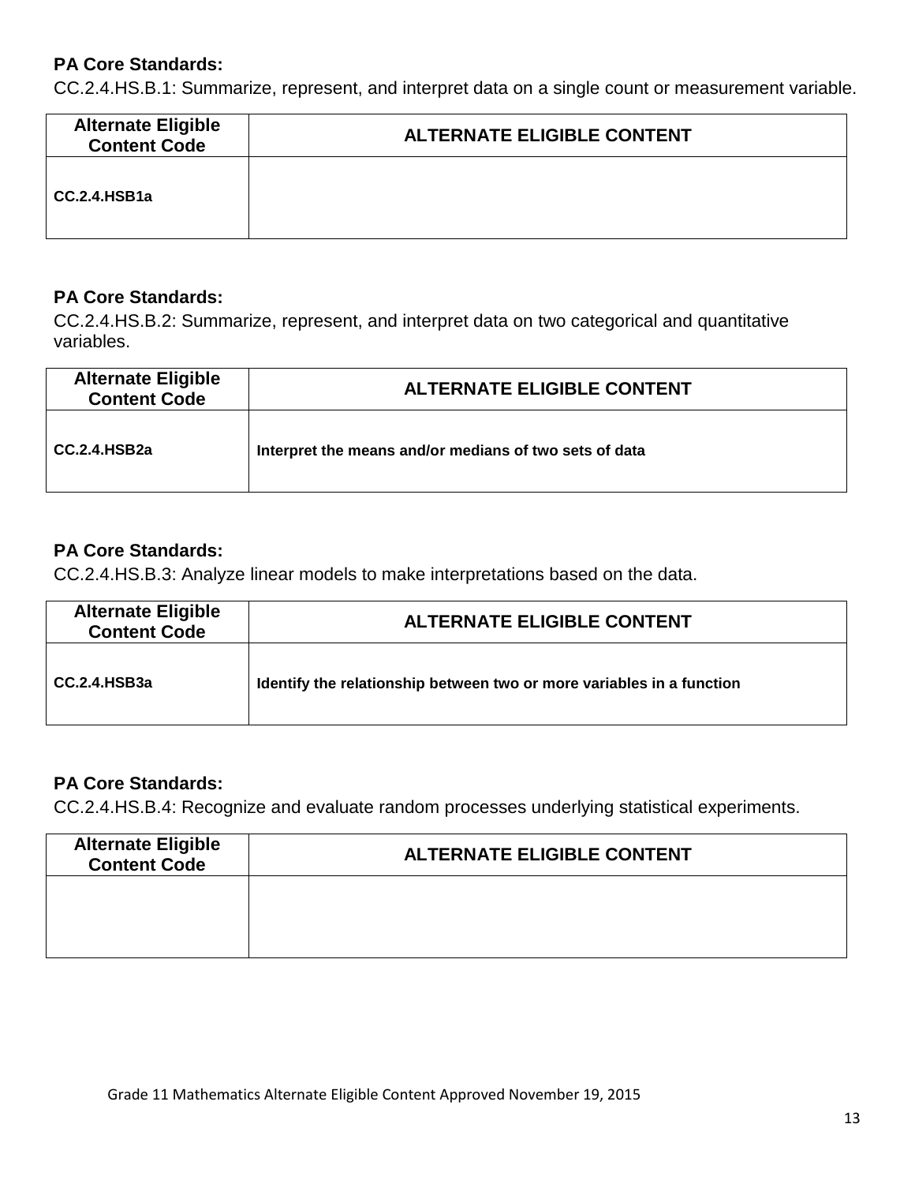**PA Core Standards:**

CC.2.4.HS.B.1: Summarize, represent, and interpret data on a single count or measurement variable.

| Alternate Eligible Content Code | ALTERNATE ELIGIBLE CONTENT |
| --- | --- |
| **CC.2.4.HSB1a** | |

**PA Core Standards:**

CC.2.4.HS.B.2: Summarize, represent, and interpret data on two categorical and quantitative variables.

| Alternate Eligible Content Code | ALTERNATE ELIGIBLE CONTENT |
| --- | --- |
| **CC.2.4.HSB2a** | **Interpret the means and/or medians of two sets of data** |

**PA Core Standards:**

CC.2.4.HS.B.3: Analyze linear models to make interpretations based on the data.

| Alternate Eligible Content Code | ALTERNATE ELIGIBLE CONTENT |
| --- | --- |
| **CC.2.4.HSB3a** | **Identify the relationship between two or more variables in a function** |

**PA Core Standards:**

CC.2.4.HS.B.4: Recognize and evaluate random processes underlying statistical experiments.

| Alternate Eligible Content Code | ALTERNATE ELIGIBLE CONTENT |
| --- | --- |
| | |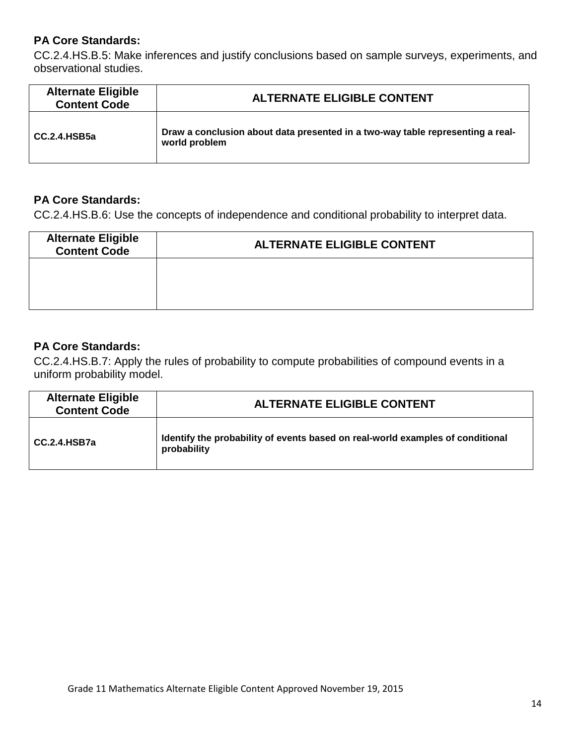**PA Core Standards:**
CC.2.4.HS.B.5: Make inferences and justify conclusions based on sample surveys, experiments, and observational studies.

| Alternate Eligible Content Code | ALTERNATE ELIGIBLE CONTENT |
|---|---|
| **CC.2.4.HSB5a** | **Draw a conclusion about data presented in a two-way table representing a real-world problem** |

**PA Core Standards:**
CC.2.4.HS.B.6: Use the concepts of independence and conditional probability to interpret data.

| Alternate Eligible Content Code | ALTERNATE ELIGIBLE CONTENT |
|---|---|
| | |

**PA Core Standards:**
CC.2.4.HS.B.7: Apply the rules of probability to compute probabilities of compound events in a uniform probability model.

| Alternate Eligible Content Code | ALTERNATE ELIGIBLE CONTENT |
|---|---|
| **CC.2.4.HSB7a** | **Identify the probability of events based on real-world examples of conditional probability** |

Grade 11 Mathematics Alternate Eligible Content Approved November 19, 2015